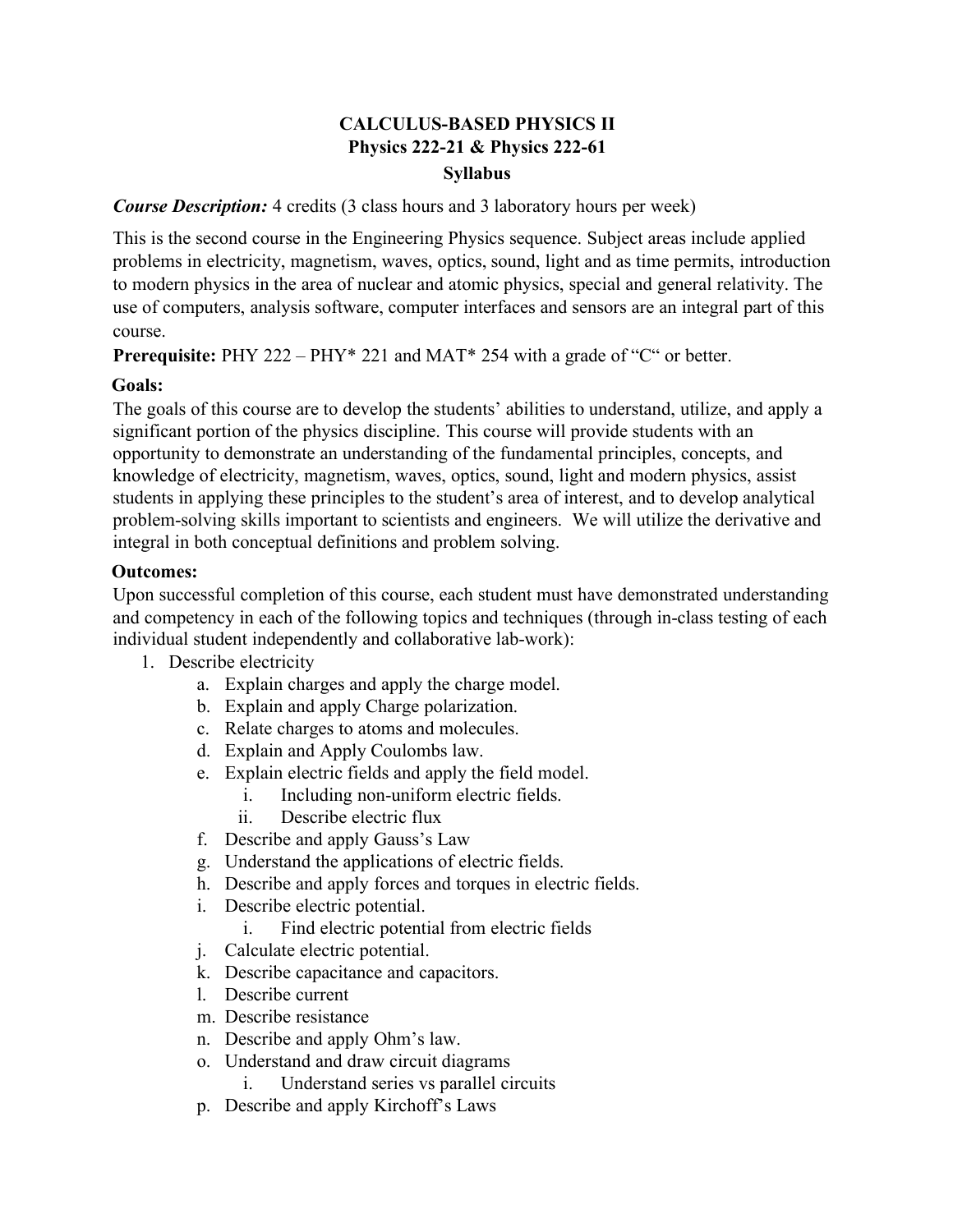# CALCULUS-BASED PHYSICS II
## Physics 222-21 & Physics 222-61
## Syllabus

***Course Description:*** 4 credits (3 class hours and 3 laboratory hours per week)

This is the second course in the Engineering Physics sequence. Subject areas include applied problems in electricity, magnetism, waves, optics, sound, light and as time permits, introduction to modern physics in the area of nuclear and atomic physics, special and general relativity. The use of computers, analysis software, computer interfaces and sensors are an integral part of this course.

**Prerequisite:** PHY 222 – PHY* 221 and MAT* 254 with a grade of "C" or better.

**Goals:**

The goals of this course are to develop the students' abilities to understand, utilize, and apply a significant portion of the physics discipline. This course will provide students with an opportunity to demonstrate an understanding of the fundamental principles, concepts, and knowledge of electricity, magnetism, waves, optics, sound, light and modern physics, assist students in applying these principles to the student's area of interest, and to develop analytical problem-solving skills important to scientists and engineers. We will utilize the derivative and integral in both conceptual definitions and problem solving.

**Outcomes:**

Upon successful completion of this course, each student must have demonstrated understanding and competency in each of the following topics and techniques (through in-class testing of each individual student independently and collaborative lab-work):

1. Describe electricity
   a. Explain charges and apply the charge model.
   b. Explain and apply Charge polarization.
   c. Relate charges to atoms and molecules.
   d. Explain and Apply Coulombs law.
   e. Explain electric fields and apply the field model.
      i. Including non-uniform electric fields.
      ii. Describe electric flux
   f. Describe and apply Gauss's Law
   g. Understand the applications of electric fields.
   h. Describe and apply forces and torques in electric fields.
   i. Describe electric potential.
      i. Find electric potential from electric fields
   j. Calculate electric potential.
   k. Describe capacitance and capacitors.
   l. Describe current
   m. Describe resistance
   n. Describe and apply Ohm's law.
   o. Understand and draw circuit diagrams
      i. Understand series vs parallel circuits
   p. Describe and apply Kirchoff's Laws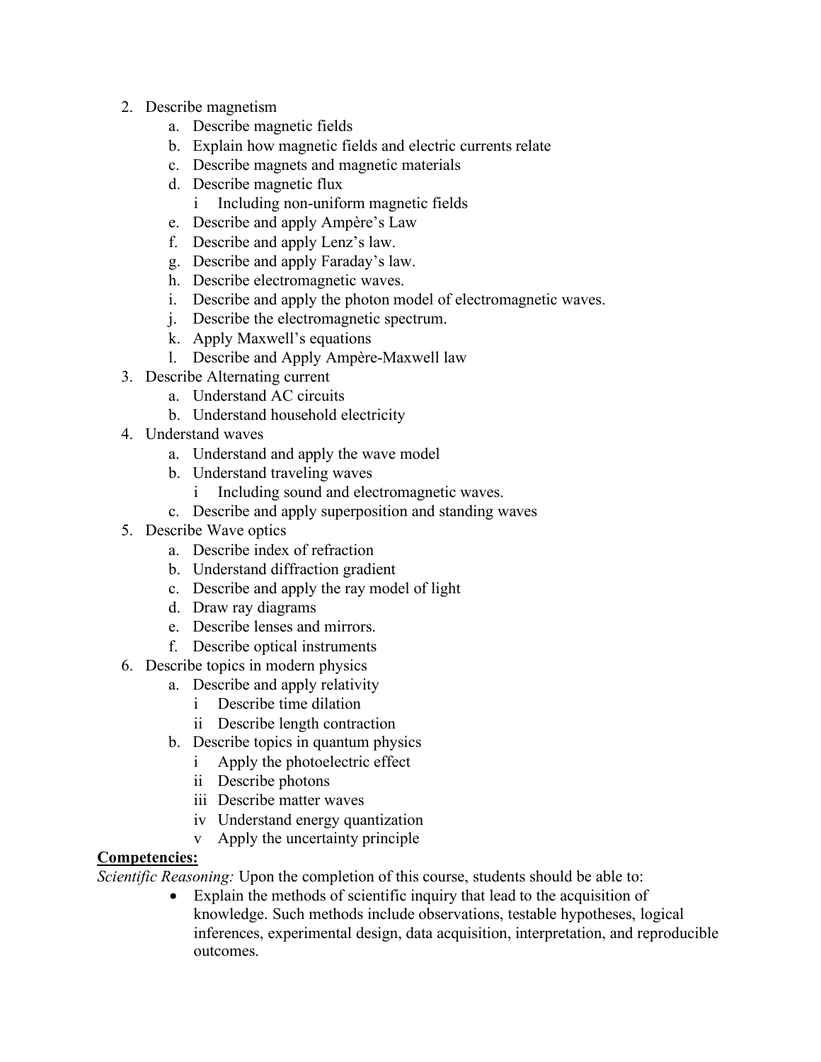2. Describe magnetism
   a. Describe magnetic fields
   b. Explain how magnetic fields and electric currents relate
   c. Describe magnets and magnetic materials
   d. Describe magnetic flux
      i Including non-uniform magnetic fields
   e. Describe and apply Ampère's Law
   f. Describe and apply Lenz's law.
   g. Describe and apply Faraday's law.
   h. Describe electromagnetic waves.
   i. Describe and apply the photon model of electromagnetic waves.
   j. Describe the electromagnetic spectrum.
   k. Apply Maxwell's equations
   l. Describe and Apply Ampère-Maxwell law
3. Describe Alternating current
   a. Understand AC circuits
   b. Understand household electricity
4. Understand waves
   a. Understand and apply the wave model
   b. Understand traveling waves
      i Including sound and electromagnetic waves.
   c. Describe and apply superposition and standing waves
5. Describe Wave optics
   a. Describe index of refraction
   b. Understand diffraction gradient
   c. Describe and apply the ray model of light
   d. Draw ray diagrams
   e. Describe lenses and mirrors.
   f. Describe optical instruments
6. Describe topics in modern physics
   a. Describe and apply relativity
      i Describe time dilation
      ii Describe length contraction
   b. Describe topics in quantum physics
      i Apply the photoelectric effect
      ii Describe photons
      iii Describe matter waves
      iv Understand energy quantization
      v Apply the uncertainty principle

**Competencies:**

*Scientific Reasoning:* Upon the completion of this course, students should be able to:

- Explain the methods of scientific inquiry that lead to the acquisition of knowledge. Such methods include observations, testable hypotheses, logical inferences, experimental design, data acquisition, interpretation, and reproducible outcomes.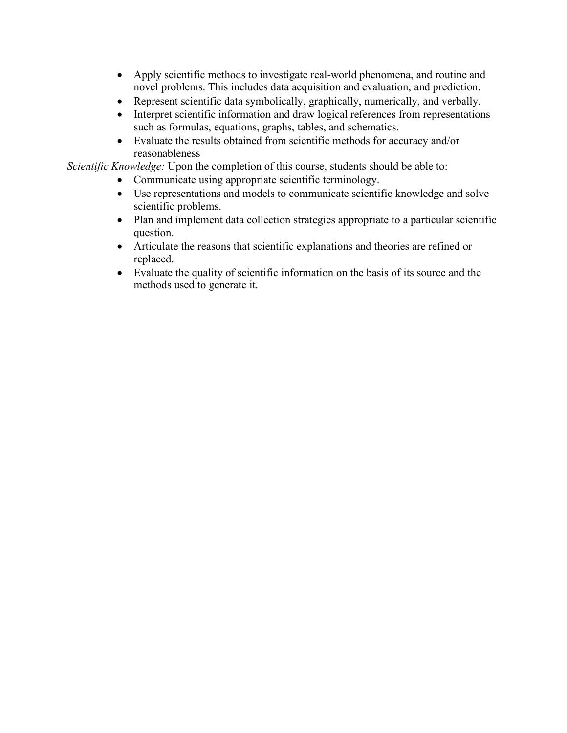- Apply scientific methods to investigate real-world phenomena, and routine and novel problems. This includes data acquisition and evaluation, and prediction.
- Represent scientific data symbolically, graphically, numerically, and verbally.
- Interpret scientific information and draw logical references from representations such as formulas, equations, graphs, tables, and schematics.
- Evaluate the results obtained from scientific methods for accuracy and/or reasonableness

*Scientific Knowledge:* Upon the completion of this course, students should be able to:

- Communicate using appropriate scientific terminology.
- Use representations and models to communicate scientific knowledge and solve scientific problems.
- Plan and implement data collection strategies appropriate to a particular scientific question.
- Articulate the reasons that scientific explanations and theories are refined or replaced.
- Evaluate the quality of scientific information on the basis of its source and the methods used to generate it.